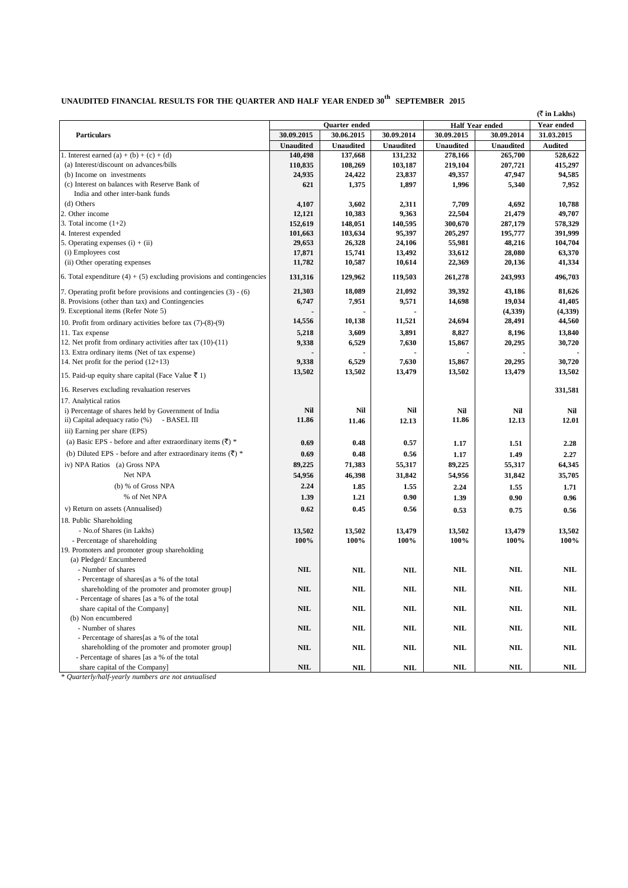# UNAUDITED FINANCIAL RESULTS FOR THE QUARTER AND HALF YEAR ENDED 30[th] SEPTEMBER 2015

(₹ in Lakhs)

| Particulars | Quarter ended | | | Half Year ended | | Year ended |
|---|---|---|---|---|---|---|
| | 30.09.2015 | 30.06.2015 | 30.09.2014 | 30.09.2015 | 30.09.2014 | 31.03.2015 |
| | Unaudited | Unaudited | Unaudited | Unaudited | Unaudited | Audited |
| 1. Interest earned (a) + (b) + (c) + (d) | 140,498 | 137,668 | 131,232 | 278,166 | 265,700 | 528,622 |
| (a) Interest/discount on advances/bills | 110,835 | 108,269 | 103,187 | 219,104 | 207,721 | 415,297 |
| (b) Income on investments | 24,935 | 24,422 | 23,837 | 49,357 | 47,947 | 94,585 |
| (c) Interest on balances with Reserve Bank of India and other inter-bank funds | 621 | 1,375 | 1,897 | 1,996 | 5,340 | 7,952 |
| (d) Others | 4,107 | 3,602 | 2,311 | 7,709 | 4,692 | 10,788 |
| 2. Other income | 12,121 | 10,383 | 9,363 | 22,504 | 21,479 | 49,707 |
| 3. Total income (1+2) | 152,619 | 148,051 | 140,595 | 300,670 | 287,179 | 578,329 |
| 4. Interest expended | 101,663 | 103,634 | 95,397 | 205,297 | 195,777 | 391,999 |
| 5. Operating expenses (i) + (ii) | 29,653 | 26,328 | 24,106 | 55,981 | 48,216 | 104,704 |
| (i) Employees cost | 17,871 | 15,741 | 13,492 | 33,612 | 28,080 | 63,370 |
| (ii) Other operating expenses | 11,782 | 10,587 | 10,614 | 22,369 | 20,136 | 41,334 |
| 6. Total expenditure (4) + (5) excluding provisions and contingencies | 131,316 | 129,962 | 119,503 | 261,278 | 243,993 | 496,703 |
| 7. Operating profit before provisions and contingencies (3) - (6) | 21,303 | 18,089 | 21,092 | 39,392 | 43,186 | 81,626 |
| 8. Provisions (other than tax) and Contingencies | 6,747 | 7,951 | 9,571 | 14,698 | 19,034 | 41,405 |
| 9. Exceptional items (Refer Note 5) | - | - | - | | (4,339) | (4,339) |
| 10. Profit from ordinary activities before tax (7)-(8)-(9) | 14,556 | 10,138 | 11,521 | 24,694 | 28,491 | 44,560 |
| 11. Tax expense | 5,218 | 3,609 | 3,891 | 8,827 | 8,196 | 13,840 |
| 12. Net profit from ordinary activities after tax (10)-(11) | 9,338 | 6,529 | 7,630 | 15,867 | 20,295 | 30,720 |
| 13. Extra ordinary items (Net of tax expense) | - | - | - | - | - | - |
| 14. Net profit for the period (12+13) | 9,338 | 6,529 | 7,630 | 15,867 | 20,295 | 30,720 |
| 15. Paid-up equity share capital (Face Value ₹ 1) | 13,502 | 13,502 | 13,479 | 13,502 | 13,479 | 13,502 |
| 16. Reserves excluding revaluation reserves | | | | | | 331,581 |
| 17. Analytical ratios | | | | | | |
| i) Percentage of shares held by Government of India | Nil | Nil | Nil | Nil | Nil | Nil |
| ii) Capital adequacy ratio (%) - BASEL III | 11.86 | 11.46 | 12.13 | 11.86 | 12.13 | 12.01 |
| iii) Earning per share (EPS) | | | | | | |
| (a) Basic EPS - before and after extraordinary items (₹) * | 0.69 | 0.48 | 0.57 | 1.17 | 1.51 | 2.28 |
| (b) Diluted EPS - before and after extraordinary items (₹) * | 0.69 | 0.48 | 0.56 | 1.17 | 1.49 | 2.27 |
| iv) NPA Ratios (a) Gross NPA | 89,225 | 71,383 | 55,317 | 89,225 | 55,317 | 64,345 |
| Net NPA | 54,956 | 46,398 | 31,842 | 54,956 | 31,842 | 35,705 |
| (b) % of Gross NPA | 2.24 | 1.85 | 1.55 | 2.24 | 1.55 | 1.71 |
| % of Net NPA | 1.39 | 1.21 | 0.90 | 1.39 | 0.90 | 0.96 |
| v) Return on assets (Annualised) | 0.62 | 0.45 | 0.56 | 0.53 | 0.75 | 0.56 |
| 18. Public Shareholding | | | | | | |
| - No.of Shares (in Lakhs) | 13,502 | 13,502 | 13,479 | 13,502 | 13,479 | 13,502 |
| - Percentage of shareholding | 100% | 100% | 100% | 100% | 100% | 100% |
| 19. Promoters and promoter group shareholding | | | | | | |
| (a) Pledged/ Encumbered | | | | | | |
| - Number of shares | NIL | NIL | NIL | NIL | NIL | NIL |
| - Percentage of shares[as a % of the total shareholding of the promoter and promoter group] | NIL | NIL | NIL | NIL | NIL | NIL |
| - Percentage of shares [as a % of the total share capital of the Company] | NIL | NIL | NIL | NIL | NIL | NIL |
| (b) Non encumbered | | | | | | |
| - Number of shares | NIL | NIL | NIL | NIL | NIL | NIL |
| - Percentage of shares[as a % of the total shareholding of the promoter and promoter group] | NIL | NIL | NIL | NIL | NIL | NIL |
| - Percentage of shares [as a % of the total share capital of the Company] | NIL | NIL | NIL | NIL | NIL | NIL |

*\* Quarterly/half-yearly numbers are not annualised*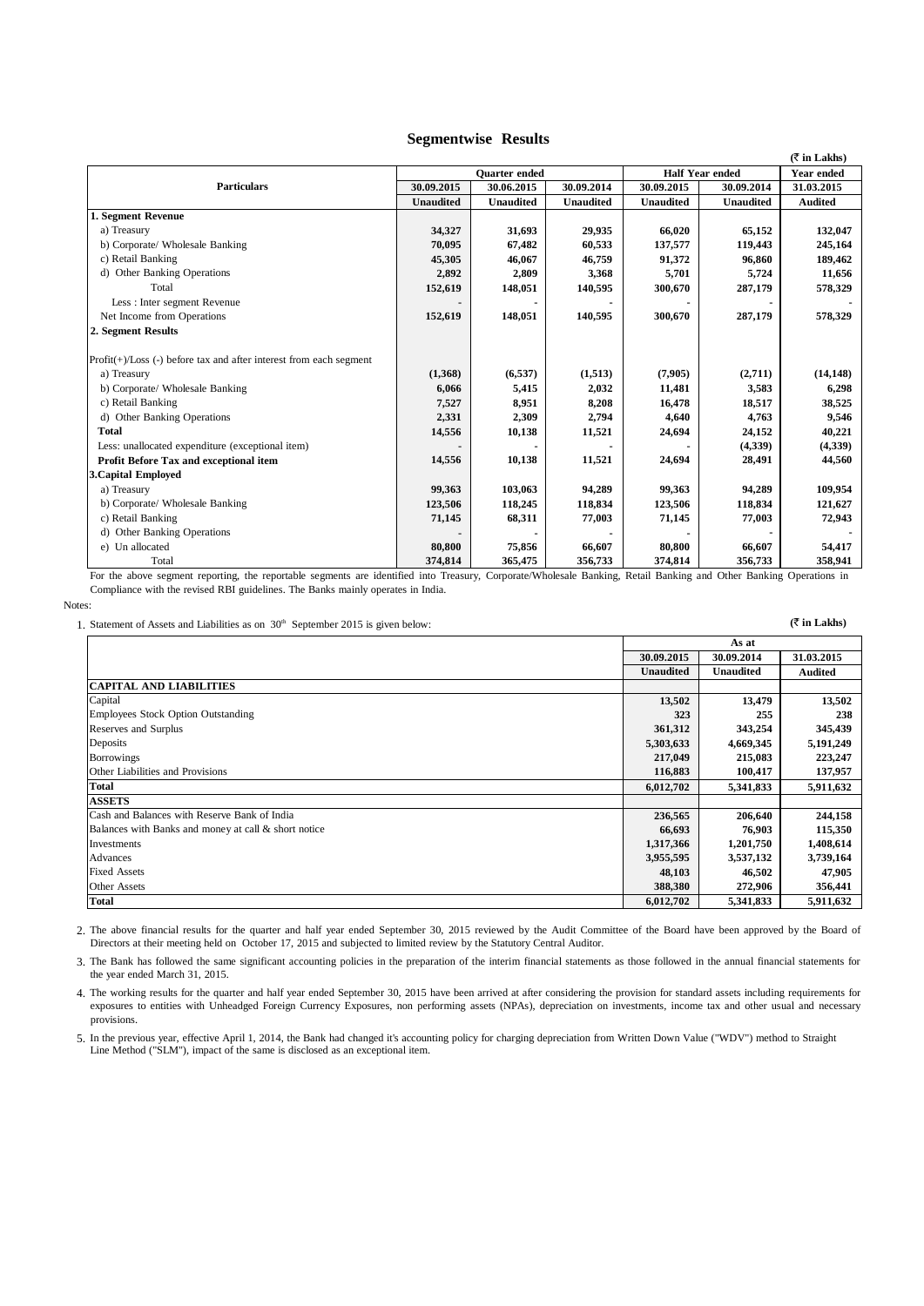## Segmentwise Results

(₹ in Lakhs)

| Particulars | Quarter ended | | | Half Year ended | | Year ended |
|---|---|---|---|---|---|---|
| | 30.09.2015 | 30.06.2015 | 30.09.2014 | 30.09.2015 | 30.09.2014 | 31.03.2015 |
| | Unaudited | Unaudited | Unaudited | Unaudited | Unaudited | Audited |
| **1. Segment Revenue** | | | | | | |
| a) Treasury | 34,327 | 31,693 | 29,935 | 66,020 | 65,152 | 132,047 |
| b) Corporate/ Wholesale Banking | 70,095 | 67,482 | 60,533 | 137,577 | 119,443 | 245,164 |
| c) Retail Banking | 45,305 | 46,067 | 46,759 | 91,372 | 96,860 | 189,462 |
| d) Other Banking Operations | 2,892 | 2,809 | 3,368 | 5,701 | 5,724 | 11,656 |
| Total | 152,619 | 148,051 | 140,595 | 300,670 | 287,179 | 578,329 |
| Less : Inter segment Revenue | - | - | - | - | - | - |
| Net Income from Operations | 152,619 | 148,051 | 140,595 | 300,670 | 287,179 | 578,329 |
| **2. Segment Results** | | | | | | |
| Profit(+)/Loss (-) before tax and after interest from each segment | | | | | | |
| a) Treasury | (1,368) | (6,537) | (1,513) | (7,905) | (2,711) | (14,148) |
| b) Corporate/ Wholesale Banking | 6,066 | 5,415 | 2,032 | 11,481 | 3,583 | 6,298 |
| c) Retail Banking | 7,527 | 8,951 | 8,208 | 16,478 | 18,517 | 38,525 |
| d) Other Banking Operations | 2,331 | 2,309 | 2,794 | 4,640 | 4,763 | 9,546 |
| **Total** | 14,556 | 10,138 | 11,521 | 24,694 | 24,152 | 40,221 |
| Less: unallocated expenditure (exceptional item) | - | - | - | - | (4,339) | (4,339) |
| **Profit Before Tax and exceptional item** | 14,556 | 10,138 | 11,521 | 24,694 | 28,491 | 44,560 |
| **3.Capital Employed** | | | | | | |
| a) Treasury | 99,363 | 103,063 | 94,289 | 99,363 | 94,289 | 109,954 |
| b) Corporate/ Wholesale Banking | 123,506 | 118,245 | 118,834 | 123,506 | 118,834 | 121,627 |
| c) Retail Banking | 71,145 | 68,311 | 77,003 | 71,145 | 77,003 | 72,943 |
| d) Other Banking Operations | - | - | - | - | - | - |
| e) Un allocated | 80,800 | 75,856 | 66,607 | 80,800 | 66,607 | 54,417 |
| Total | 374,814 | 365,475 | 356,733 | 374,814 | 356,733 | 358,941 |

For the above segment reporting, the reportable segments are identified into Treasury, Corporate/Wholesale Banking, Retail Banking and Other Banking Operations in Compliance with the revised RBI guidelines. The Banks mainly operates in India.

Notes:

1. Statement of Assets and Liabilities as on 30th September 2015 is given below:

(₹ in Lakhs)

| | As at | | |
|---|---|---|---|
| | 30.09.2015 | 30.09.2014 | 31.03.2015 |
| | Unaudited | Unaudited | Audited |
| **CAPITAL AND LIABILITIES** | | | |
| Capital | 13,502 | 13,479 | 13,502 |
| Employees Stock Option Outstanding | 323 | 255 | 238 |
| Reserves and Surplus | 361,312 | 343,254 | 345,439 |
| Deposits | 5,303,633 | 4,669,345 | 5,191,249 |
| Borrowings | 217,049 | 215,083 | 223,247 |
| Other Liabilities and Provisions | 116,883 | 100,417 | 137,957 |
| **Total** | 6,012,702 | 5,341,833 | 5,911,632 |
| **ASSETS** | | | |
| Cash and Balances with Reserve Bank of India | 236,565 | 206,640 | 244,158 |
| Balances with Banks and money at call & short notice | 66,693 | 76,903 | 115,350 |
| Investments | 1,317,366 | 1,201,750 | 1,408,614 |
| Advances | 3,955,595 | 3,537,132 | 3,739,164 |
| Fixed Assets | 48,103 | 46,502 | 47,905 |
| Other Assets | 388,380 | 272,906 | 356,441 |
| **Total** | 6,012,702 | 5,341,833 | 5,911,632 |

2. The above financial results for the quarter and half year ended September 30, 2015 reviewed by the Audit Committee of the Board have been approved by the Board of Directors at their meeting held on October 17, 2015 and subjected to limited review by the Statutory Central Auditor.

3. The Bank has followed the same significant accounting policies in the preparation of the interim financial statements as those followed in the annual financial statements for the year ended March 31, 2015.

4. The working results for the quarter and half year ended September 30, 2015 have been arrived at after considering the provision for standard assets including requirements for exposures to entities with Unheadged Foreign Currency Exposures, non performing assets (NPAs), depreciation on investments, income tax and other usual and necessary provisions.

5. In the previous year, effective April 1, 2014, the Bank had changed it's accounting policy for charging depreciation from Written Down Value ("WDV") method to Straight Line Method ("SLM"), impact of the same is disclosed as an exceptional item.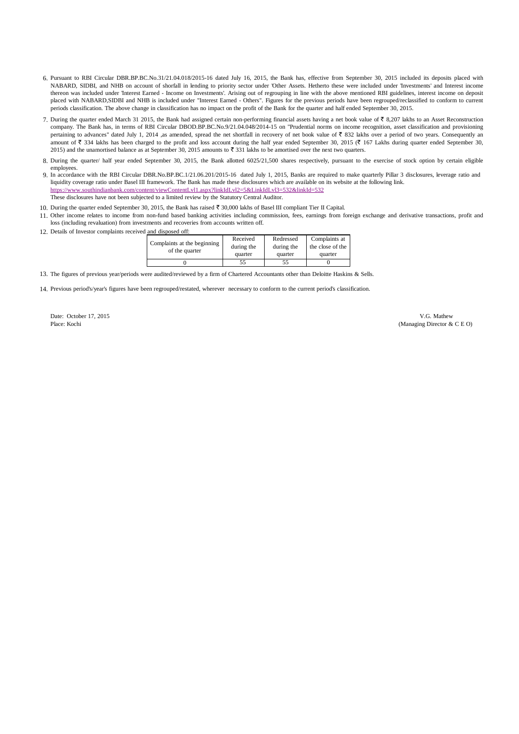6. Pursuant to RBI Circular DBR.BP.BC.No.31/21.04.018/2015-16 dated July 16, 2015, the Bank has, effective from September 30, 2015 included its deposits placed with NABARD, SIDBI, and NHB on account of shorfall in lending to priority sector under 'Other Assets. Hetherto these were included under 'Investments' and Interest income thereon was included under 'Interest Earned - Income on Investments'. Arising out of regrouping in line with the above mentioned RBI guidelines, interest income on deposit placed with NABARD,SIDBI and NHB is included under "Interest Earned - Others". Figures for the previous periods have been regrouped/reclassified to conform to current periods classification. The above change in classification has no impact on the profit of the Bank for the quarter and half ended September 30, 2015.

7. During the quarter ended March 31 2015, the Bank had assigned certain non-performing financial assets having a net book value of ₹ 8,207 lakhs to an Asset Reconstruction company. The Bank has, in terms of RBI Circular DBOD.BP.BC.No.9/21.04.048/2014-15 on "Prudential norms on income recognition, asset classification and provisioning pertaining to advances" dated July 1, 2014 ,as amended, spread the net shortfall in recovery of net book value of ₹ 832 lakhs over a period of two years. Consequently an amount of ₹ 334 lakhs has been charged to the profit and loss account during the half year ended September 30, 2015 (₹ 167 Lakhs during quarter ended September 30, 2015) and the unamortised balance as at September 30, 2015 amounts to ₹ 331 lakhs to be amortised over the next two quarters.

8. During the quarter/ half year ended September 30, 2015, the Bank allotted 6025/21,500 shares respectively, pursuant to the exercise of stock option by certain eligible employees.

9. In accordance with the RBI Circular DBR.No.BP.BC.1/21.06.201/2015-16 dated July 1, 2015, Banks are required to make quarterly Pillar 3 disclosures, leverage ratio and liquidity coverage ratio under Basel III framework. The Bank has made these disclosures which are available on its website at the following link.
https://www.southindianbank.com/content/viewContentLvl1.aspx?linkIdLvl2=5&LinkIdLvl3=532&linkId=532
These disclosures have not been subjected to a limited review by the Statutory Central Auditor.

10. During the quarter ended September 30, 2015, the Bank has raised ₹ 30,000 lakhs of Basel III compliant Tier II Capital.

11. Other income relates to income from non-fund based banking activities including commission, fees, earnings from foreign exchange and derivative transactions, profit and loss (including revaluation) from investments and recoveries from accounts written off.

12. Details of Investor complaints received and disposed off:

| Complaints at the beginning of the quarter | Received during the quarter | Redressed during the quarter | Complaints at the close of the quarter |
|---|---|---|---|
| 0 | 55 | 55 | 0 |

13. The figures of previous year/periods were audited/reviewed by a firm of Chartered Accountants other than Deloitte Haskins & Sells.

14. Previous period's/year's figures have been regrouped/restated, wherever necessary to conform to the current period's classification.

Date: October 17, 2015
Place: Kochi

V.G. Mathew
(Managing Director & C E O)